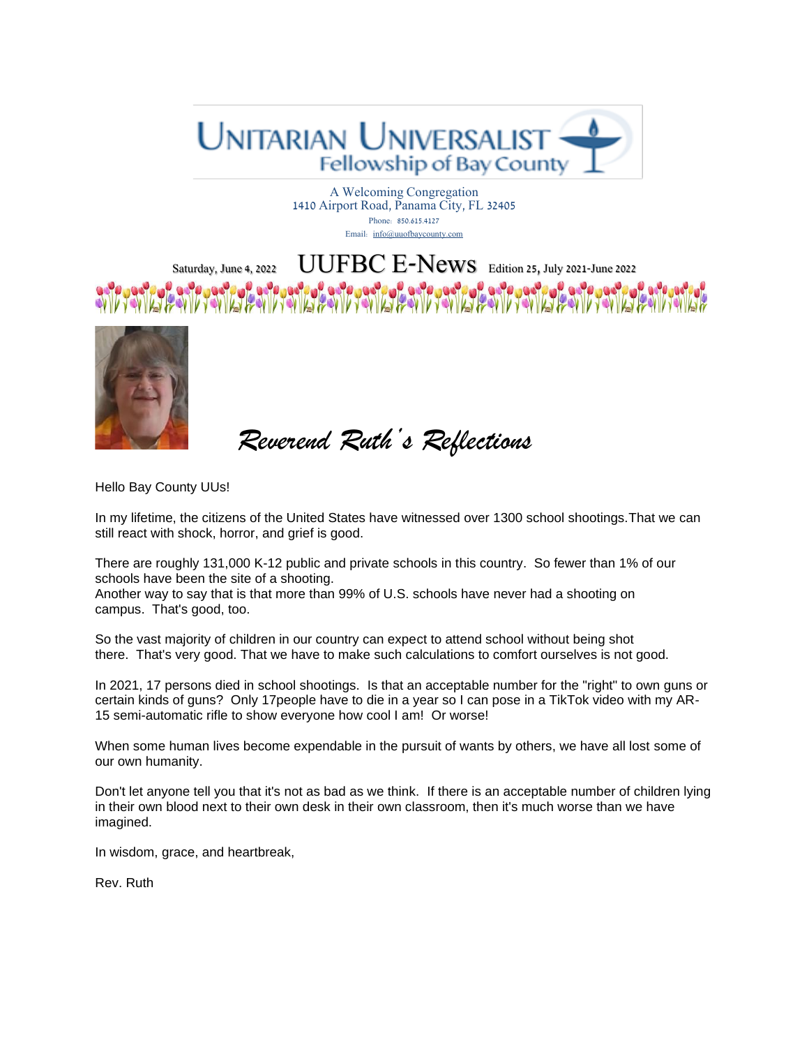# Unitarian Universalist Fellowship of Bay County

A Welcoming Congregation
1410 Airport Road, Panama City, FL 32405
Phone: 850.615.4127
Email: info@uuofbaycounty.com

Saturday, June 4, 2022 **UUFBC E-News** Edition 25, July 2021-June 2022

## *Reverend Ruth's Reflections*

Hello Bay County UUs!

In my lifetime, the citizens of the United States have witnessed over 1300 school shootings.That we can still react with shock, horror, and grief is good.

There are roughly 131,000 K-12 public and private schools in this country. So fewer than 1% of our schools have been the site of a shooting.
Another way to say that is that more than 99% of U.S. schools have never had a shooting on campus. That's good, too.

So the vast majority of children in our country can expect to attend school without being shot there. That's very good. That we have to make such calculations to comfort ourselves is not good.

In 2021, 17 persons died in school shootings. Is that an acceptable number for the "right" to own guns or certain kinds of guns? Only 17people have to die in a year so I can pose in a TikTok video with my AR-15 semi-automatic rifle to show everyone how cool I am! Or worse!

When some human lives become expendable in the pursuit of wants by others, we have all lost some of our own humanity.

Don't let anyone tell you that it's not as bad as we think. If there is an acceptable number of children lying in their own blood next to their own desk in their own classroom, then it's much worse than we have imagined.

In wisdom, grace, and heartbreak,

Rev. Ruth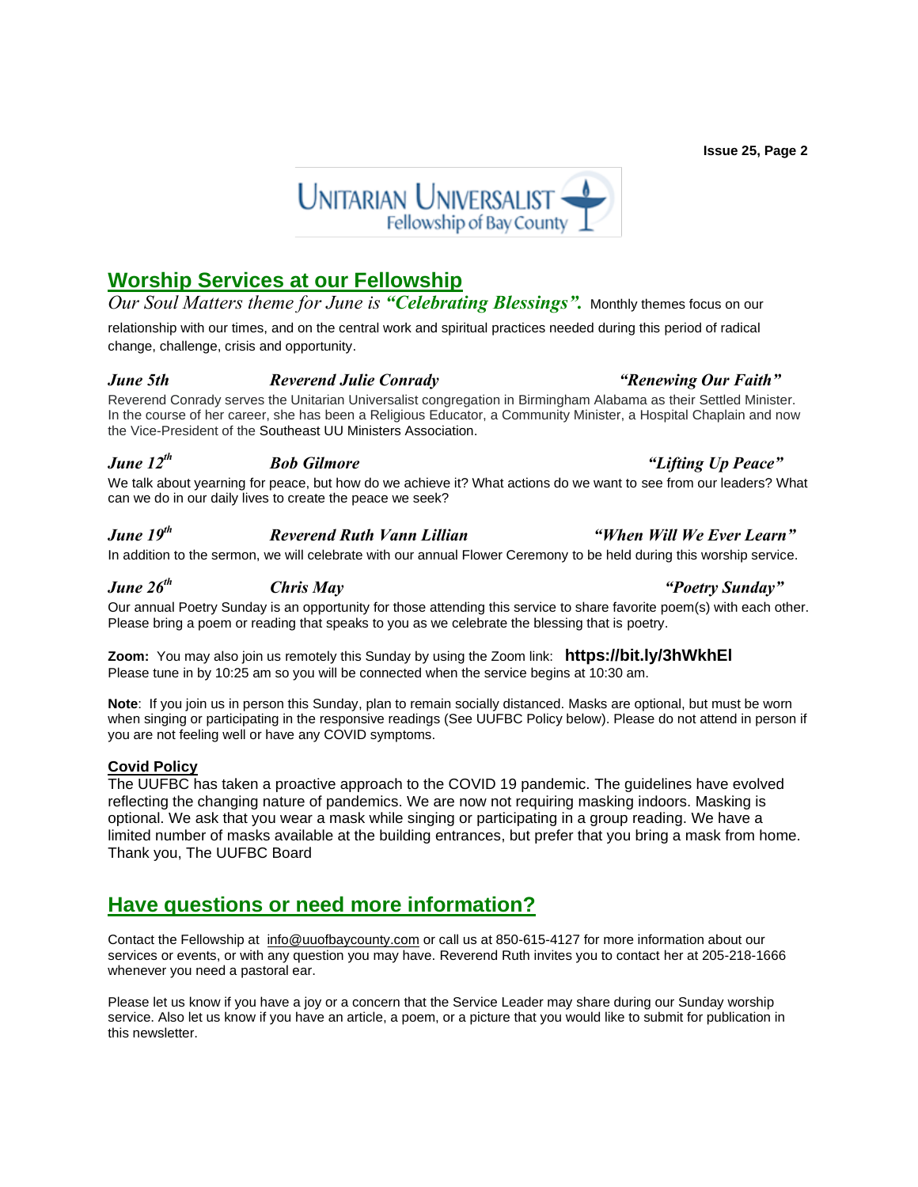UNITARIAN UNIVERSALIST Fellowship of Bay County

## Worship Services at our Fellowship

*Our Soul Matters theme for June is* ***"Celebrating Blessings".*** Monthly themes focus on our relationship with our times, and on the central work and spiritual practices needed during this period of radical change, challenge, crisis and opportunity.

***June 5th*** — ***Reverend Julie Conrady*** — ***"Renewing Our Faith"***

Reverend Conrady serves the Unitarian Universalist congregation in Birmingham Alabama as their Settled Minister. In the course of her career, she has been a Religious Educator, a Community Minister, a Hospital Chaplain and now the Vice-President of the Southeast UU Ministers Association.

***June 12th*** — ***Bob Gilmore*** — ***"Lifting Up Peace"***

We talk about yearning for peace, but how do we achieve it? What actions do we want to see from our leaders? What can we do in our daily lives to create the peace we seek?

***June 19th*** — ***Reverend Ruth Vann Lillian*** — ***"When Will We Ever Learn"***

In addition to the sermon, we will celebrate with our annual Flower Ceremony to be held during this worship service.

***June 26th*** — ***Chris May*** — ***"Poetry Sunday"***

Our annual Poetry Sunday is an opportunity for those attending this service to share favorite poem(s) with each other. Please bring a poem or reading that speaks to you as we celebrate the blessing that is poetry.

**Zoom:** You may also join us remotely this Sunday by using the Zoom link: **https://bit.ly/3hWkhEl**
Please tune in by 10:25 am so you will be connected when the service begins at 10:30 am.

**Note**: If you join us in person this Sunday, plan to remain socially distanced. Masks are optional, but must be worn when singing or participating in the responsive readings (See UUFBC Policy below). Please do not attend in person if you are not feeling well or have any COVID symptoms.

**Covid Policy**

The UUFBC has taken a proactive approach to the COVID 19 pandemic. The guidelines have evolved reflecting the changing nature of pandemics. We are now not requiring masking indoors. Masking is optional. We ask that you wear a mask while singing or participating in a group reading. We have a limited number of masks available at the building entrances, but prefer that you bring a mask from home. Thank you, The UUFBC Board

## Have questions or need more information?

Contact the Fellowship at info@uuofbaycounty.com or call us at 850-615-4127 for more information about our services or events, or with any question you may have. Reverend Ruth invites you to contact her at 205-218-1666 whenever you need a pastoral ear.

Please let us know if you have a joy or a concern that the Service Leader may share during our Sunday worship service. Also let us know if you have an article, a poem, or a picture that you would like to submit for publication in this newsletter.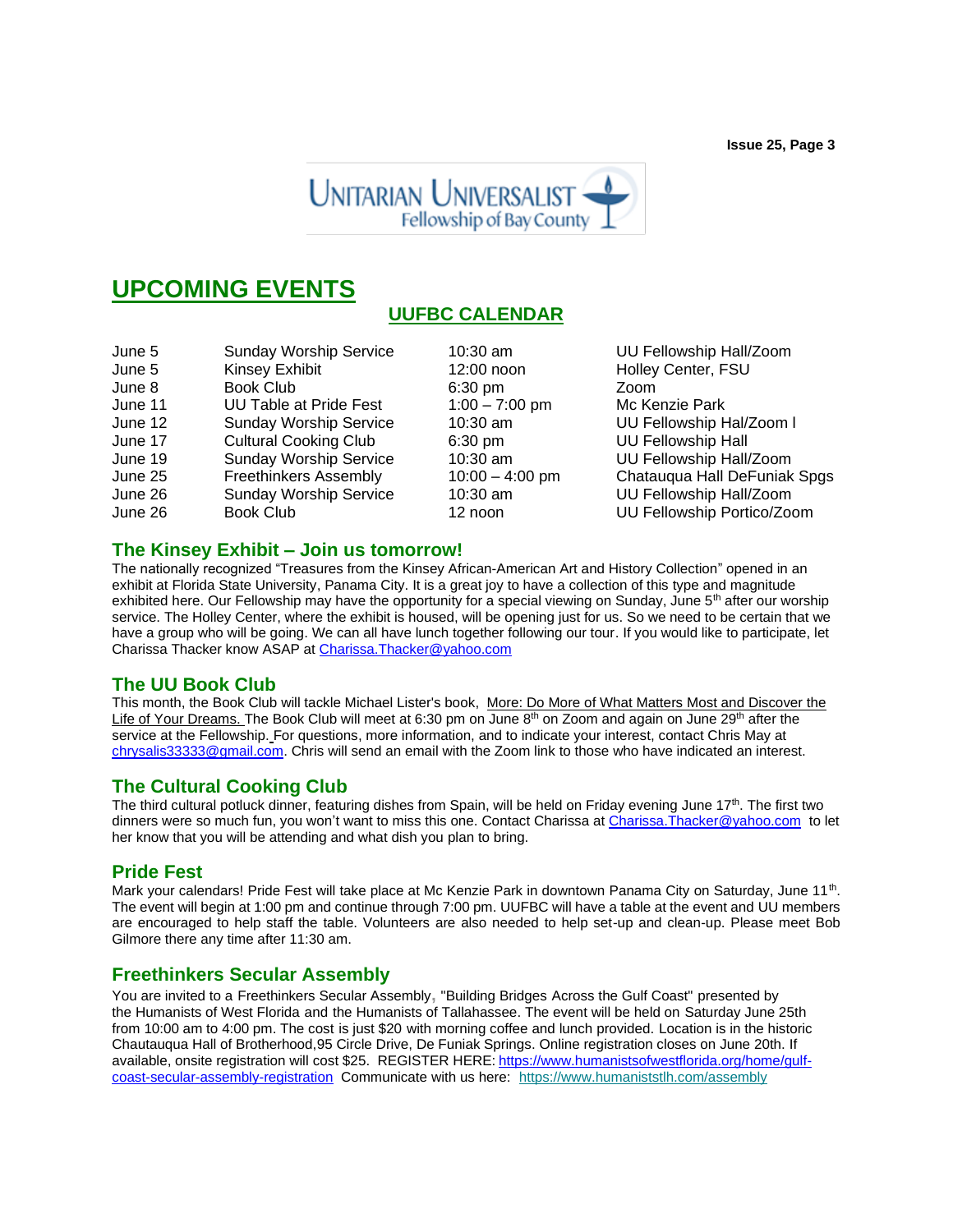Unitarian Universalist Fellowship of Bay County

# UPCOMING EVENTS

## UUFBC CALENDAR

| | | | |
|---|---|---|---|
| June 5 | Sunday Worship Service | 10:30 am | UU Fellowship Hall/Zoom |
| June 5 | Kinsey Exhibit | 12:00 noon | Holley Center, FSU |
| June 8 | Book Club | 6:30 pm | Zoom |
| June 11 | UU Table at Pride Fest | 1:00 – 7:00 pm | Mc Kenzie Park |
| June 12 | Sunday Worship Service | 10:30 am | UU Fellowship Hall/Zoom l |
| June 17 | Cultural Cooking Club | 6:30 pm | UU Fellowship Hall |
| June 19 | Sunday Worship Service | 10:30 am | UU Fellowship Hall/Zoom |
| June 25 | Freethinkers Assembly | 10:00 – 4:00 pm | Chatauqua Hall DeFuniak Spgs |
| June 26 | Sunday Worship Service | 10:30 am | UU Fellowship Hall/Zoom |
| June 26 | Book Club | 12 noon | UU Fellowship Portico/Zoom |

### The Kinsey Exhibit – Join us tomorrow!

The nationally recognized "Treasures from the Kinsey African-American Art and History Collection" opened in an exhibit at Florida State University, Panama City. It is a great joy to have a collection of this type and magnitude exhibited here. Our Fellowship may have the opportunity for a special viewing on Sunday, June 5th after our worship service. The Holley Center, where the exhibit is housed, will be opening just for us. So we need to be certain that we have a group who will be going. We can all have lunch together following our tour. If you would like to participate, let Charissa Thacker know ASAP at Charissa.Thacker@yahoo.com

### The UU Book Club

This month, the Book Club will tackle Michael Lister's book, More: Do More of What Matters Most and Discover the Life of Your Dreams. The Book Club will meet at 6:30 pm on June 8th on Zoom and again on June 29th after the service at the Fellowship. For questions, more information, and to indicate your interest, contact Chris May at chrysalis33333@gmail.com. Chris will send an email with the Zoom link to those who have indicated an interest.

### The Cultural Cooking Club

The third cultural potluck dinner, featuring dishes from Spain, will be held on Friday evening June 17th. The first two dinners were so much fun, you won't want to miss this one. Contact Charissa at Charissa.Thacker@yahoo.com to let her know that you will be attending and what dish you plan to bring.

### Pride Fest

Mark your calendars! Pride Fest will take place at Mc Kenzie Park in downtown Panama City on Saturday, June 11th. The event will begin at 1:00 pm and continue through 7:00 pm. UUFBC will have a table at the event and UU members are encouraged to help staff the table. Volunteers are also needed to help set-up and clean-up. Please meet Bob Gilmore there any time after 11:30 am.

### Freethinkers Secular Assembly

You are invited to a Freethinkers Secular Assembly, "Building Bridges Across the Gulf Coast" presented by the Humanists of West Florida and the Humanists of Tallahassee. The event will be held on Saturday June 25th from 10:00 am to 4:00 pm. The cost is just $20 with morning coffee and lunch provided. Location is in the historic Chautauqua Hall of Brotherhood,95 Circle Drive, De Funiak Springs. Online registration closes on June 20th. If available, onsite registration will cost $25. REGISTER HERE: https://www.humanistsofwestflorida.org/home/gulf-coast-secular-assembly-registration Communicate with us here: https://www.humaniststlh.com/assembly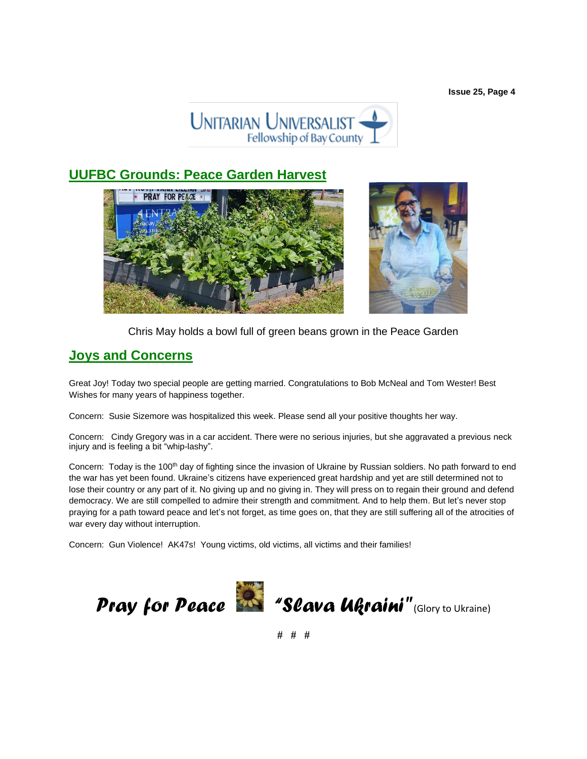## UUFBC Grounds: Peace Garden Harvest

Chris May holds a bowl full of green beans grown in the Peace Garden

## Joys and Concerns

Great Joy! Today two special people are getting married. Congratulations to Bob McNeal and Tom Wester! Best Wishes for many years of happiness together.

Concern: Susie Sizemore was hospitalized this week. Please send all your positive thoughts her way.

Concern: Cindy Gregory was in a car accident. There were no serious injuries, but she aggravated a previous neck injury and is feeling a bit "whip-lashy".

Concern: Today is the 100th day of fighting since the invasion of Ukraine by Russian soldiers. No path forward to end the war has yet been found. Ukraine's citizens have experienced great hardship and yet are still determined not to lose their country or any part of it. No giving up and no giving in. They will press on to regain their ground and defend democracy. We are still compelled to admire their strength and commitment. And to help them. But let's never stop praying for a path toward peace and let's not forget, as time goes on, that they are still suffering all of the atrocities of war every day without interruption.

Concern: Gun Violence! AK47s! Young victims, old victims, all victims and their families!

***Pray for Peace*** ***"Slava Ukraini"*** (Glory to Ukraine)

# # #